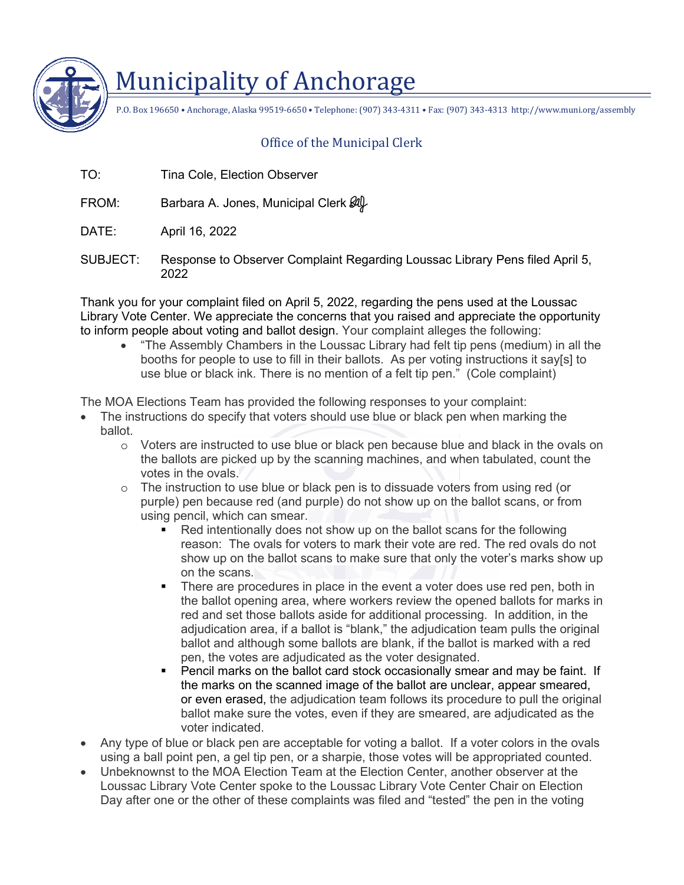# Municipality of Anchorage

P.O. Box 196650 • Anchorage, Alaska 99519-6650 • Telephone: (907) 343-4311 • Fax: (907) 343-4313 http://www.muni.org/assembly

## Office of the Municipal Clerk

TO: Tina Cole, Election Observer

FROM: Barbara A. Jones, Municipal Clerk

DATE: April 16, 2022

SUBJECT: Response to Observer Complaint Regarding Loussac Library Pens filed April 5, 2022

Thank you for your complaint filed on April 5, 2022, regarding the pens used at the Loussac Library Vote Center. We appreciate the concerns that you raised and appreciate the opportunity to inform people about voting and ballot design. Your complaint alleges the following:

- "The Assembly Chambers in the Loussac Library had felt tip pens (medium) in all the booths for people to use to fill in their ballots. As per voting instructions it say[s] to use blue or black ink. There is no mention of a felt tip pen." (Cole complaint)

The MOA Elections Team has provided the following responses to your complaint:

- The instructions do specify that voters should use blue or black pen when marking the ballot.
  - Voters are instructed to use blue or black pen because blue and black in the ovals on the ballots are picked up by the scanning machines, and when tabulated, count the votes in the ovals.
  - The instruction to use blue or black pen is to dissuade voters from using red (or purple) pen because red (and purple) do not show up on the ballot scans, or from using pencil, which can smear.
    - Red intentionally does not show up on the ballot scans for the following reason: The ovals for voters to mark their vote are red. The red ovals do not show up on the ballot scans to make sure that only the voter's marks show up on the scans.
    - There are procedures in place in the event a voter does use red pen, both in the ballot opening area, where workers review the opened ballots for marks in red and set those ballots aside for additional processing. In addition, in the adjudication area, if a ballot is "blank," the adjudication team pulls the original ballot and although some ballots are blank, if the ballot is marked with a red pen, the votes are adjudicated as the voter designated.
    - Pencil marks on the ballot card stock occasionally smear and may be faint. If the marks on the scanned image of the ballot are unclear, appear smeared, or even erased, the adjudication team follows its procedure to pull the original ballot make sure the votes, even if they are smeared, are adjudicated as the voter indicated.
- Any type of blue or black pen are acceptable for voting a ballot. If a voter colors in the ovals using a ball point pen, a gel tip pen, or a sharpie, those votes will be appropriated counted.
- Unbeknownst to the MOA Election Team at the Election Center, another observer at the Loussac Library Vote Center spoke to the Loussac Library Vote Center Chair on Election Day after one or the other of these complaints was filed and "tested" the pen in the voting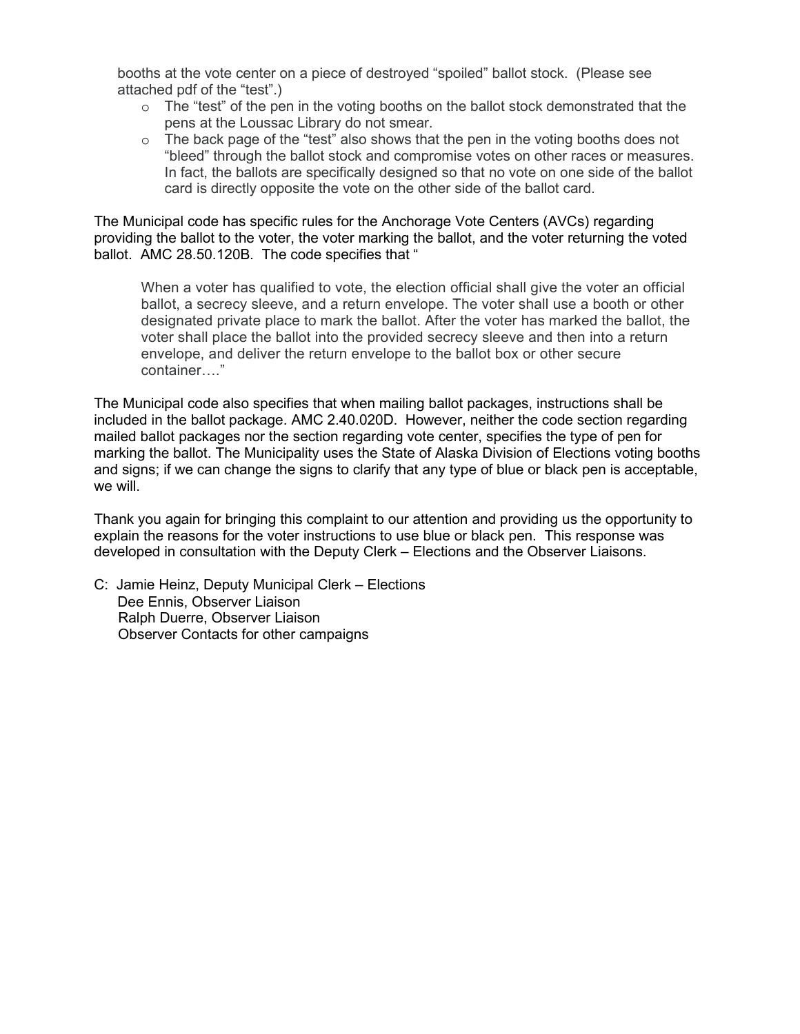booths at the vote center on a piece of destroyed “spoiled” ballot stock. (Please see attached pdf of the “test”.)

- The “test” of the pen in the voting booths on the ballot stock demonstrated that the pens at the Loussac Library do not smear.
- The back page of the “test” also shows that the pen in the voting booths does not “bleed” through the ballot stock and compromise votes on other races or measures. In fact, the ballots are specifically designed so that no vote on one side of the ballot card is directly opposite the vote on the other side of the ballot card.

The Municipal code has specific rules for the Anchorage Vote Centers (AVCs) regarding providing the ballot to the voter, the voter marking the ballot, and the voter returning the voted ballot. AMC 28.50.120B. The code specifies that “

> When a voter has qualified to vote, the election official shall give the voter an official ballot, a secrecy sleeve, and a return envelope. The voter shall use a booth or other designated private place to mark the ballot. After the voter has marked the ballot, the voter shall place the ballot into the provided secrecy sleeve and then into a return envelope, and deliver the return envelope to the ballot box or other secure container….”

The Municipal code also specifies that when mailing ballot packages, instructions shall be included in the ballot package. AMC 2.40.020D. However, neither the code section regarding mailed ballot packages nor the section regarding vote center, specifies the type of pen for marking the ballot. The Municipality uses the State of Alaska Division of Elections voting booths and signs; if we can change the signs to clarify that any type of blue or black pen is acceptable, we will.

Thank you again for bringing this complaint to our attention and providing us the opportunity to explain the reasons for the voter instructions to use blue or black pen. This response was developed in consultation with the Deputy Clerk – Elections and the Observer Liaisons.

C: Jamie Heinz, Deputy Municipal Clerk – Elections
Dee Ennis, Observer Liaison
Ralph Duerre, Observer Liaison
Observer Contacts for other campaigns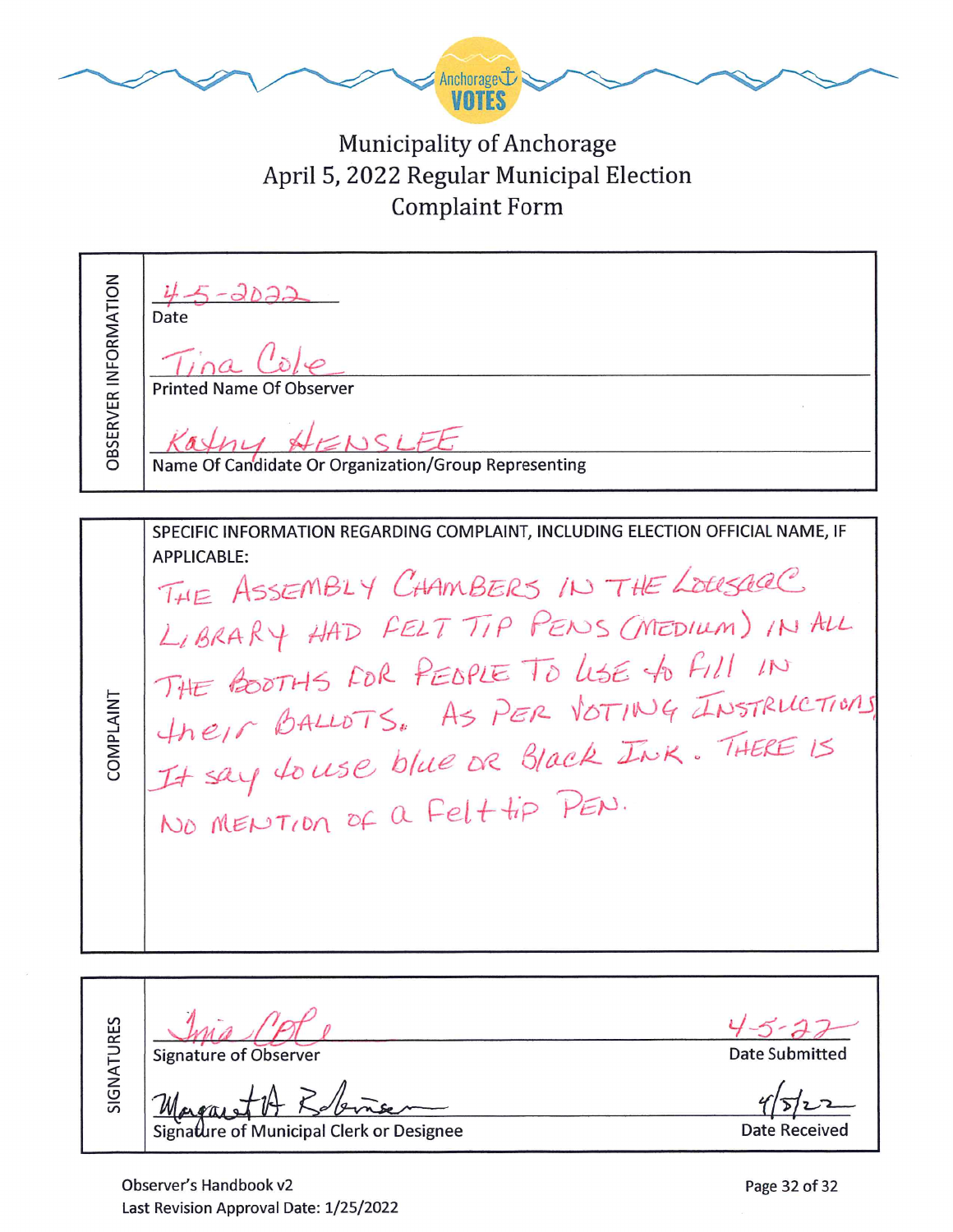Anchorage VOTES

# Municipality of Anchorage
## April 5, 2022 Regular Municipal Election
## Complaint Form

**OBSERVER INFORMATION**

4-5-2022
Date

Tina Cole
Printed Name Of Observer

Kathy HENSLEE
Name Of Candidate Or Organization/Group Representing

**COMPLAINT**

SPECIFIC INFORMATION REGARDING COMPLAINT, INCLUDING ELECTION OFFICIAL NAME, IF APPLICABLE:

THE ASSEMBLY CHAMBERS IN THE LOUSSAC LIBRARY HAD FELT TIP PENS (MEDIUM) IN ALL THE BOOTHS FOR PEOPLE TO USE to fill IN their BALLOTS. AS PER VOTING INSTRUCTIONS It say to use blue OR Black INK. THERE IS NO MENTION OF a Felt tip PEN.

**SIGNATURES**

Tina Cole
Signature of Observer

4-5-22
Date Submitted

Margaret A Robinson
Signature of Municipal Clerk or Designee

4/5/22
Date Received

Observer's Handbook v2
Last Revision Approval Date: 1/25/2022